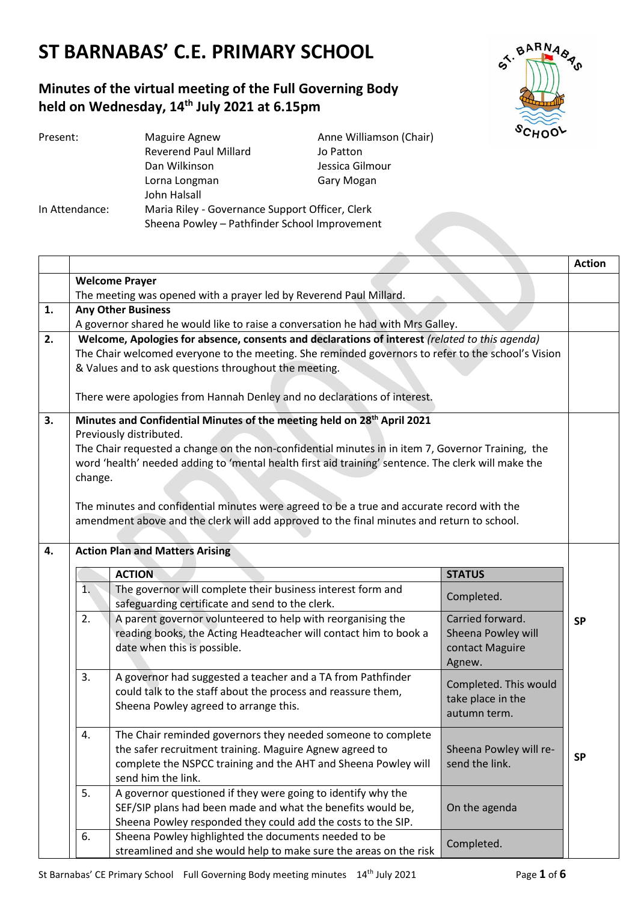# ST BARNABAS' C.E. PRIMARY SCHOOL

## Minutes of the virtual meeting of the Full Governing Body held on Wednesday, 14th July 2021 at 6.15pm

| | | |
|---|---|---|
| Present: | Maguire Agnew | Anne Williamson (Chair) |
| | Reverend Paul Millard | Jo Patton |
| | Dan Wilkinson | Jessica Gilmour |
| | Lorna Longman | Gary Mogan |
| | John Halsall | |
| In Attendance: | Maria Riley - Governance Support Officer, Clerk | |
| | Sheena Powley – Pathfinder School Improvement | |

| | | Action |
|---|---|---|
| | **Welcome Prayer**<br>The meeting was opened with a prayer led by Reverend Paul Millard. | |
| 1. | **Any Other Business**<br>A governor shared he would like to raise a conversation he had with Mrs Galley. | |
| 2. | **Welcome, Apologies for absence, consents and declarations of interest** *(related to this agenda)*<br>The Chair welcomed everyone to the meeting. She reminded governors to refer to the school's Vision & Values and to ask questions throughout the meeting.<br><br>There were apologies from Hannah Denley and no declarations of interest. | |
| 3. | **Minutes and Confidential Minutes of the meeting held on 28th April 2021**<br>Previously distributed.<br>The Chair requested a change on the non-confidential minutes in in item 7, Governor Training, the word 'health' needed adding to 'mental health first aid training' sentence. The clerk will make the change.<br><br>The minutes and confidential minutes were agreed to be a true and accurate record with the amendment above and the clerk will add approved to the final minutes and return to school. | |
| 4. | **Action Plan and Matters Arising** | |

| | ACTION | STATUS | Action |
|---|---|---|---|
| 1. | The governor will complete their business interest form and safeguarding certificate and send to the clerk. | Completed. | |
| 2. | A parent governor volunteered to help with reorganising the reading books, the Acting Headteacher will contact him to book a date when this is possible. | Carried forward. Sheena Powley will contact Maguire Agnew. | SP |
| 3. | A governor had suggested a teacher and a TA from Pathfinder could talk to the staff about the process and reassure them, Sheena Powley agreed to arrange this. | Completed. This would take place in the autumn term. | |
| 4. | The Chair reminded governors they needed someone to complete the safer recruitment training. Maguire Agnew agreed to complete the NSPCC training and the AHT and Sheena Powley will send him the link. | Sheena Powley will re-send the link. | SP |
| 5. | A governor questioned if they were going to identify why the SEF/SIP plans had been made and what the benefits would be, Sheena Powley responded they could add the costs to the SIP. | On the agenda | |
| 6. | Sheena Powley highlighted the documents needed to be streamlined and she would help to make sure the areas on the risk | Completed. | |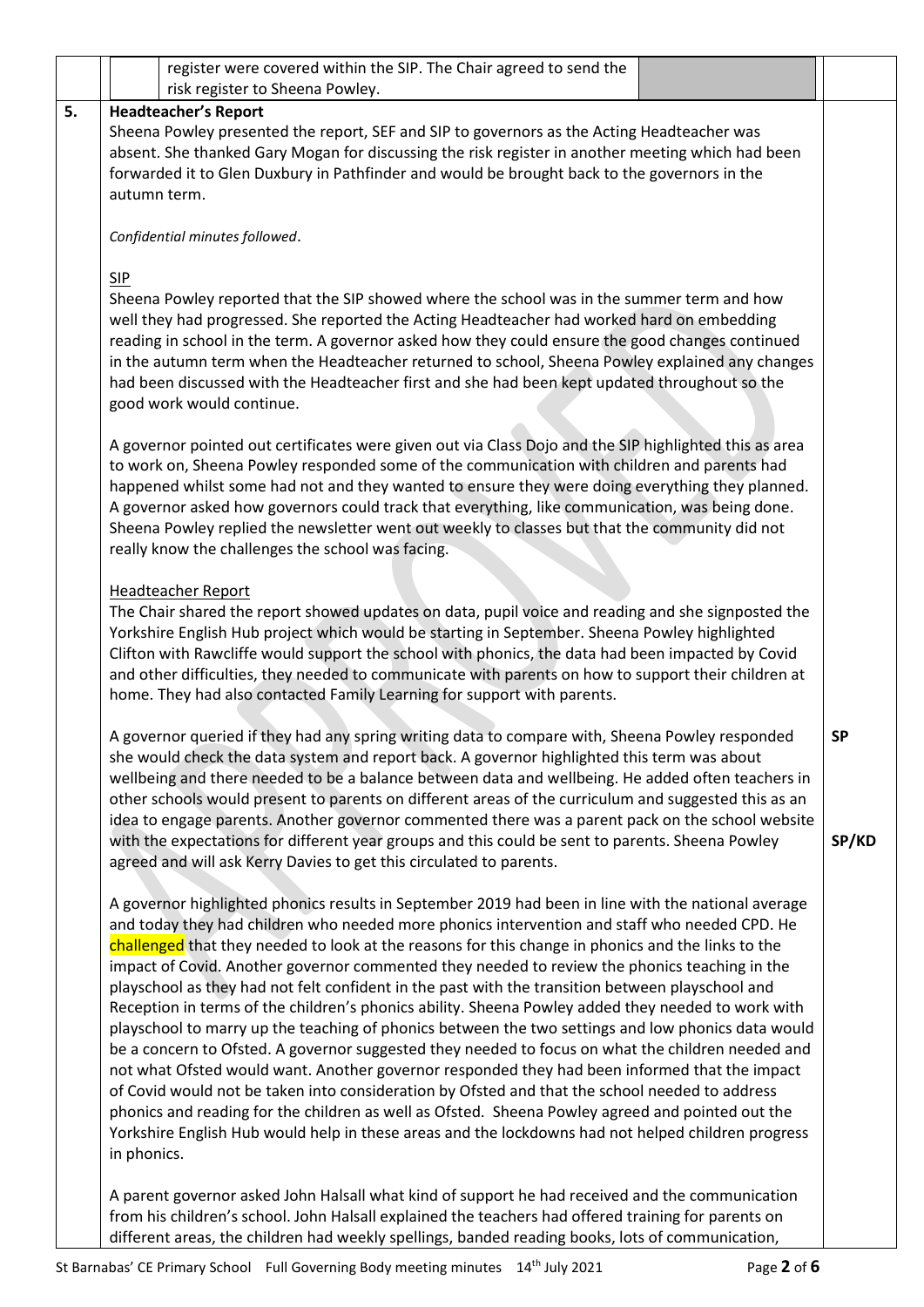register were covered within the SIP. The Chair agreed to send the risk register to Sheena Powley.

**5. Headteacher's Report**

Sheena Powley presented the report, SEF and SIP to governors as the Acting Headteacher was absent. She thanked Gary Mogan for discussing the risk register in another meeting which had been forwarded it to Glen Duxbury in Pathfinder and would be brought back to the governors in the autumn term.

*Confidential minutes followed*.

SIP

Sheena Powley reported that the SIP showed where the school was in the summer term and how well they had progressed. She reported the Acting Headteacher had worked hard on embedding reading in school in the term. A governor asked how they could ensure the good changes continued in the autumn term when the Headteacher returned to school, Sheena Powley explained any changes had been discussed with the Headteacher first and she had been kept updated throughout so the good work would continue.

A governor pointed out certificates were given out via Class Dojo and the SIP highlighted this as area to work on, Sheena Powley responded some of the communication with children and parents had happened whilst some had not and they wanted to ensure they were doing everything they planned. A governor asked how governors could track that everything, like communication, was being done. Sheena Powley replied the newsletter went out weekly to classes but that the community did not really know the challenges the school was facing.

Headteacher Report

The Chair shared the report showed updates on data, pupil voice and reading and she signposted the Yorkshire English Hub project which would be starting in September. Sheena Powley highlighted Clifton with Rawcliffe would support the school with phonics, the data had been impacted by Covid and other difficulties, they needed to communicate with parents on how to support their children at home. They had also contacted Family Learning for support with parents.

A governor queried if they had any spring writing data to compare with, Sheena Powley responded she would check the data system and report back. A governor highlighted this term was about wellbeing and there needed to be a balance between data and wellbeing. He added often teachers in other schools would present to parents on different areas of the curriculum and suggested this as an idea to engage parents. Another governor commented there was a parent pack on the school website with the expectations for different year groups and this could be sent to parents. Sheena Powley agreed and will ask Kerry Davies to get this circulated to parents.

**SP**

**SP/KD**

A governor highlighted phonics results in September 2019 had been in line with the national average and today they had children who needed more phonics intervention and staff who needed CPD. He challenged that they needed to look at the reasons for this change in phonics and the links to the impact of Covid. Another governor commented they needed to review the phonics teaching in the playschool as they had not felt confident in the past with the transition between playschool and Reception in terms of the children's phonics ability. Sheena Powley added they needed to work with playschool to marry up the teaching of phonics between the two settings and low phonics data would be a concern to Ofsted. A governor suggested they needed to focus on what the children needed and not what Ofsted would want. Another governor responded they had been informed that the impact of Covid would not be taken into consideration by Ofsted and that the school needed to address phonics and reading for the children as well as Ofsted. Sheena Powley agreed and pointed out the Yorkshire English Hub would help in these areas and the lockdowns had not helped children progress in phonics.

A parent governor asked John Halsall what kind of support he had received and the communication from his children's school. John Halsall explained the teachers had offered training for parents on different areas, the children had weekly spellings, banded reading books, lots of communication,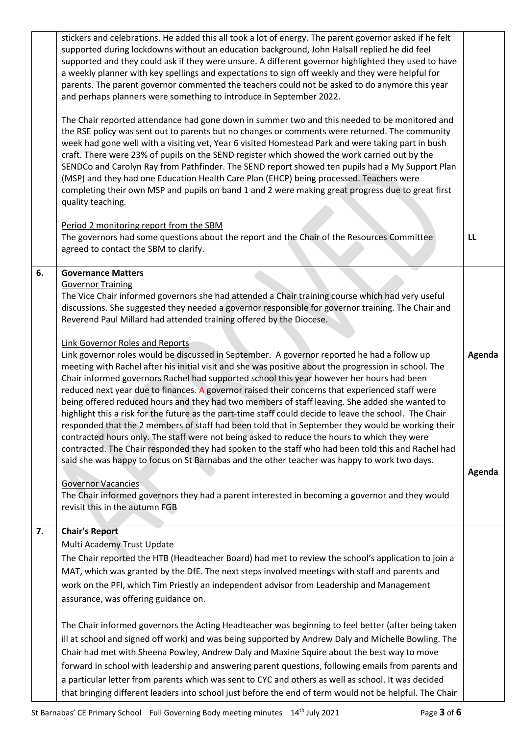| | | |
|---|---|---|
| | stickers and celebrations. He added this all took a lot of energy. The parent governor asked if he felt supported during lockdowns without an education background, John Halsall replied he did feel supported and they could ask if they were unsure. A different governor highlighted they used to have a weekly planner with key spellings and expectations to sign off weekly and they were helpful for parents. The parent governor commented the teachers could not be asked to do anymore this year and perhaps planners were something to introduce in September 2022.<br><br>The Chair reported attendance had gone down in summer two and this needed to be monitored and the RSE policy was sent out to parents but no changes or comments were returned. The community week had gone well with a visiting vet, Year 6 visited Homestead Park and were taking part in bush craft. There were 23% of pupils on the SEND register which showed the work carried out by the SENDCo and Carolyn Ray from Pathfinder. The SEND report showed ten pupils had a My Support Plan (MSP) and they had one Education Health Care Plan (EHCP) being processed. Teachers were completing their own MSP and pupils on band 1 and 2 were making great progress due to great first quality teaching.<br><br>Period 2 monitoring report from the SBM<br>The governors had some questions about the report and the Chair of the Resources Committee agreed to contact the SBM to clarify. | LL |
| 6. | **Governance Matters**<br>Governor Training<br>The Vice Chair informed governors she had attended a Chair training course which had very useful discussions. She suggested they needed a governor responsible for governor training. The Chair and Reverend Paul Millard had attended training offered by the Diocese.<br><br>Link Governor Roles and Reports<br>Link governor roles would be discussed in September. A governor reported he had a follow up meeting with Rachel after his initial visit and she was positive about the progression in school. The Chair informed governors Rachel had supported school this year however her hours had been reduced next year due to finances. A governor raised their concerns that experienced staff were being offered reduced hours and they had two members of staff leaving. She added she wanted to highlight this a risk for the future as the part-time staff could decide to leave the school. The Chair responded that the 2 members of staff had been told that in September they would be working their contracted hours only. The staff were not being asked to reduce the hours to which they were contracted. The Chair responded they had spoken to the staff who had been told this and Rachel had said she was happy to focus on St Barnabas and the other teacher was happy to work two days.<br><br>Governor Vacancies<br>The Chair informed governors they had a parent interested in becoming a governor and they would revisit this in the autumn FGB | Agenda<br><br>Agenda |
| 7. | **Chair's Report**<br>Multi Academy Trust Update<br>The Chair reported the HTB (Headteacher Board) had met to review the school's application to join a MAT, which was granted by the DfE. The next steps involved meetings with staff and parents and work on the PFI, which Tim Priestly an independent advisor from Leadership and Management assurance, was offering guidance on.<br><br>The Chair informed governors the Acting Headteacher was beginning to feel better (after being taken ill at school and signed off work) and was being supported by Andrew Daly and Michelle Bowling. The Chair had met with Sheena Powley, Andrew Daly and Maxine Squire about the best way to move forward in school with leadership and answering parent questions, following emails from parents and a particular letter from parents which was sent to CYC and others as well as school. It was decided that bringing different leaders into school just before the end of term would not be helpful. The Chair | |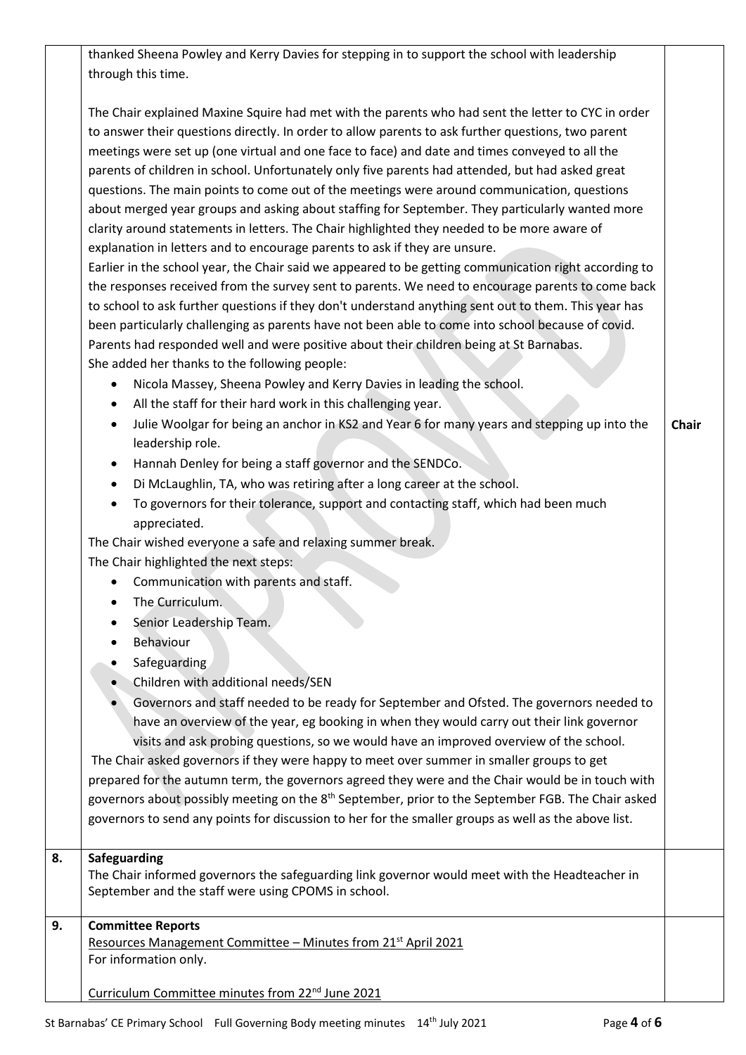| | | |
|---|---|---|
| | thanked Sheena Powley and Kerry Davies for stepping in to support the school with leadership through this time.<br><br>The Chair explained Maxine Squire had met with the parents who had sent the letter to CYC in order to answer their questions directly. In order to allow parents to ask further questions, two parent meetings were set up (one virtual and one face to face) and date and times conveyed to all the parents of children in school. Unfortunately only five parents had attended, but had asked great questions. The main points to come out of the meetings were around communication, questions about merged year groups and asking about staffing for September. They particularly wanted more clarity around statements in letters. The Chair highlighted they needed to be more aware of explanation in letters and to encourage parents to ask if they are unsure.<br>Earlier in the school year, the Chair said we appeared to be getting communication right according to the responses received from the survey sent to parents. We need to encourage parents to come back to school to ask further questions if they don't understand anything sent out to them. This year has been particularly challenging as parents have not been able to come into school because of covid. Parents had responded well and were positive about their children being at St Barnabas.<br>She added her thanks to the following people:<br>• Nicola Massey, Sheena Powley and Kerry Davies in leading the school.<br>• All the staff for their hard work in this challenging year.<br>• Julie Woolgar for being an anchor in KS2 and Year 6 for many years and stepping up into the leadership role.<br>• Hannah Denley for being a staff governor and the SENDCo.<br>• Di McLaughlin, TA, who was retiring after a long career at the school.<br>• To governors for their tolerance, support and contacting staff, which had been much appreciated.<br>The Chair wished everyone a safe and relaxing summer break.<br>The Chair highlighted the next steps:<br>• Communication with parents and staff.<br>• The Curriculum.<br>• Senior Leadership Team.<br>• Behaviour<br>• Safeguarding<br>• Children with additional needs/SEN<br>• Governors and staff needed to be ready for September and Ofsted. The governors needed to have an overview of the year, eg booking in when they would carry out their link governor visits and ask probing questions, so we would have an improved overview of the school.<br>The Chair asked governors if they were happy to meet over summer in smaller groups to get prepared for the autumn term, the governors agreed they were and the Chair would be in touch with governors about possibly meeting on the 8th September, prior to the September FGB. The Chair asked governors to send any points for discussion to her for the smaller groups as well as the above list. | **Chair** |
| **8.** | **Safeguarding**<br>The Chair informed governors the safeguarding link governor would meet with the Headteacher in September and the staff were using CPOMS in school. | |
| **9.** | **Committee Reports**<br>Resources Management Committee – Minutes from 21st April 2021<br>For information only.<br><br>Curriculum Committee minutes from 22nd June 2021 | |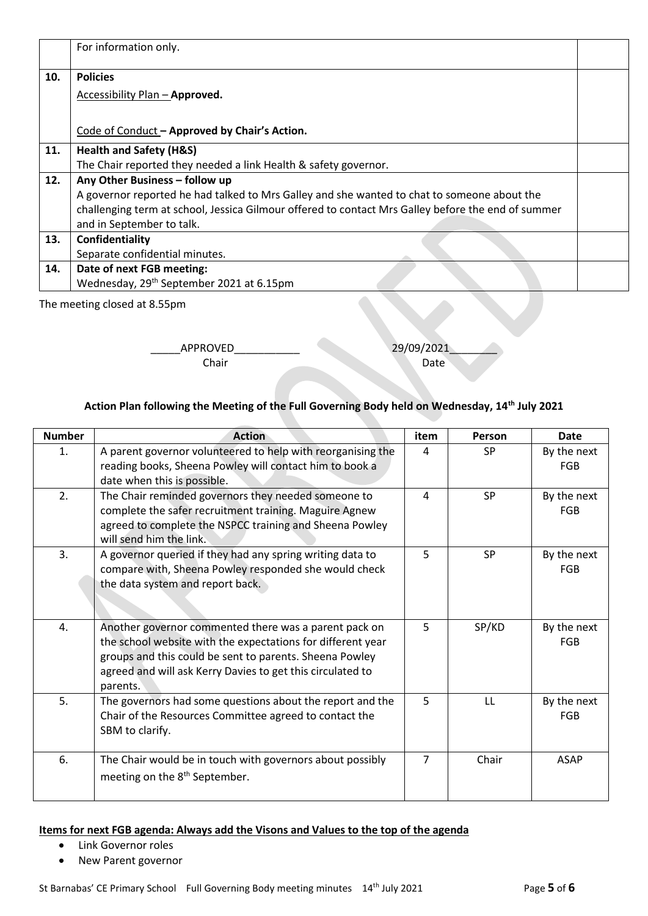| | | |
|---|---|---|
| | For information only. | |
| **10.** | **Policies**<br>Accessibility Plan – **Approved.**<br><br>Code of Conduct **– Approved by Chair's Action.** | |
| **11.** | **Health and Safety (H&S)**<br>The Chair reported they needed a link Health & safety governor. | |
| **12.** | **Any Other Business – follow up**<br>A governor reported he had talked to Mrs Galley and she wanted to chat to someone about the challenging term at school, Jessica Gilmour offered to contact Mrs Galley before the end of summer and in September to talk. | |
| **13.** | **Confidentiality**<br>Separate confidential minutes. | |
| **14.** | **Date of next FGB meeting:**<br>Wednesday, 29th September 2021 at 6.15pm | |

The meeting closed at 8.55pm

_____APPROVED___________ 29/09/2021________
Chair Date

**Action Plan following the Meeting of the Full Governing Body held on Wednesday, 14th July 2021**

| Number | Action | item | Person | Date |
|---|---|---|---|---|
| 1. | A parent governor volunteered to help with reorganising the reading books, Sheena Powley will contact him to book a date when this is possible. | 4 | SP | By the next FGB |
| 2. | The Chair reminded governors they needed someone to complete the safer recruitment training. Maguire Agnew agreed to complete the NSPCC training and Sheena Powley will send him the link. | 4 | SP | By the next FGB |
| 3. | A governor queried if they had any spring writing data to compare with, Sheena Powley responded she would check the data system and report back. | 5 | SP | By the next FGB |
| 4. | Another governor commented there was a parent pack on the school website with the expectations for different year groups and this could be sent to parents. Sheena Powley agreed and will ask Kerry Davies to get this circulated to parents. | 5 | SP/KD | By the next FGB |
| 5. | The governors had some questions about the report and the Chair of the Resources Committee agreed to contact the SBM to clarify. | 5 | LL | By the next FGB |
| 6. | The Chair would be in touch with governors about possibly meeting on the 8th September. | 7 | Chair | ASAP |

**Items for next FGB agenda: Always add the Visons and Values to the top of the agenda**

- Link Governor roles
- New Parent governor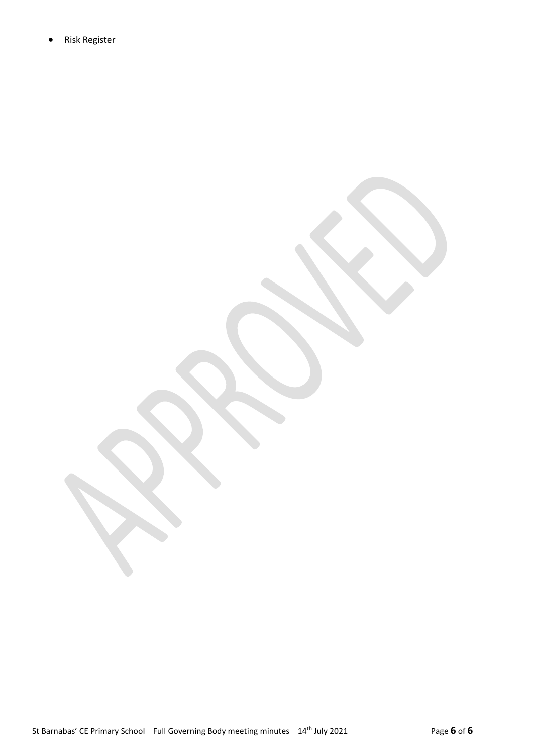- Risk Register